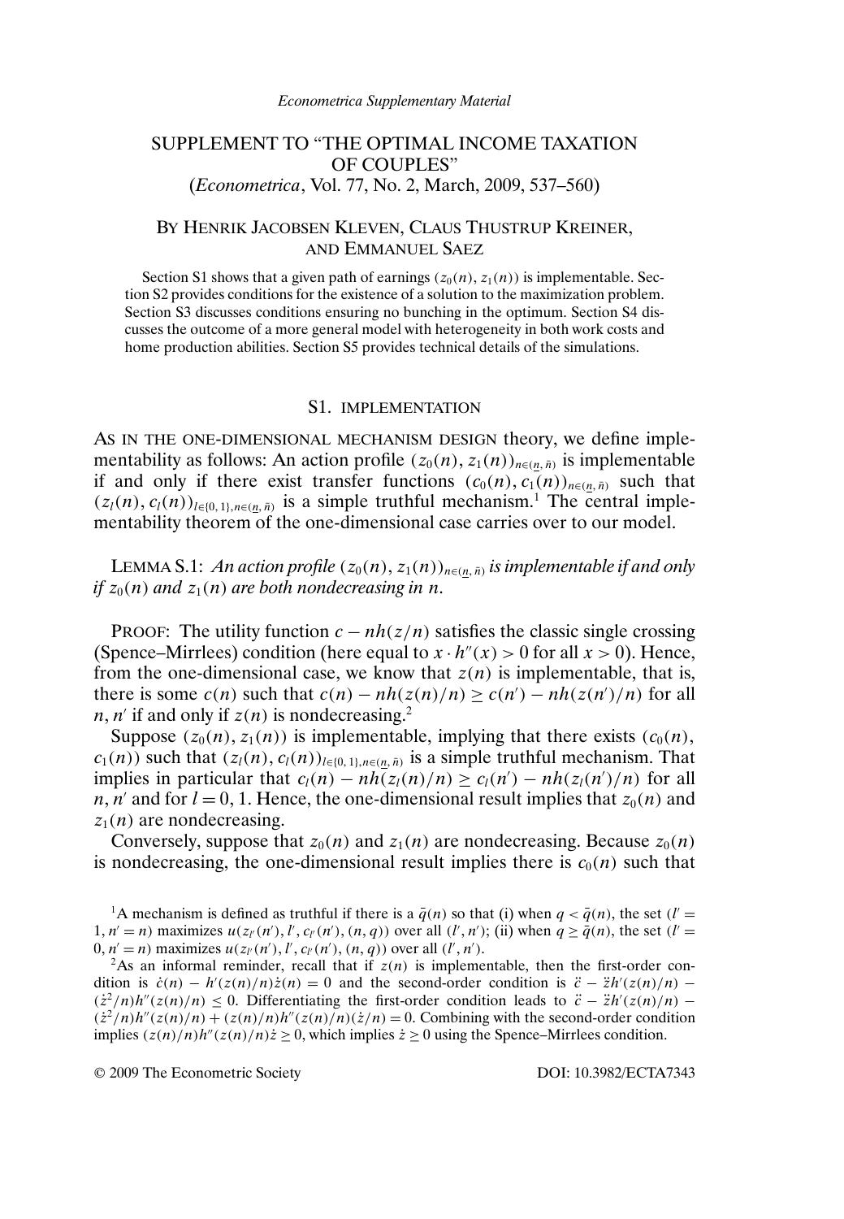*Econometrica Supplementary Material*

# SUPPLEMENT TO "THE OPTIMAL INCOME TAXATION OF COUPLES"
## (*Econometrica*, Vol. 77, No. 2, March, 2009, 537–560)

### BY HENRIK JACOBSEN KLEVEN, CLAUS THUSTRUP KREINER, AND EMMANUEL SAEZ

Section S1 shows that a given path of earnings $(z_0(n), z_1(n))$ is implementable. Section S2 provides conditions for the existence of a solution to the maximization problem. Section S3 discusses conditions ensuring no bunching in the optimum. Section S4 discusses the outcome of a more general model with heterogeneity in both work costs and home production abilities. Section S5 provides technical details of the simulations.

## S1. IMPLEMENTATION

AS IN THE ONE-DIMENSIONAL MECHANISM DESIGN theory, we define implementability as follows: An action profile $(z_0(n), z_1(n))_{n\in(\underline{n},\bar{n})}$ is implementable if and only if there exist transfer functions $(c_0(n), c_1(n))_{n\in(\underline{n},\bar{n})}$ such that $(z_l(n), c_l(n))_{l\in\{0,1\},n\in(\underline{n},\bar{n})}$ is a simple truthful mechanism.[1] The central implementability theorem of the one-dimensional case carries over to our model.

LEMMA S.1: *An action profile $(z_0(n), z_1(n))_{n\in(\underline{n},\bar{n})}$ is implementable if and only if $z_0(n)$ and $z_1(n)$ are both nondecreasing in $n$.*

PROOF: The utility function $c - nh(z/n)$ satisfies the classic single crossing (Spence–Mirrlees) condition (here equal to $x \cdot h''(x) > 0$ for all $x > 0$). Hence, from the one-dimensional case, we know that $z(n)$ is implementable, that is, there is some $c(n)$ such that $c(n) - nh(z(n)/n) \geq c(n') - nh(z(n')/n)$ for all $n, n'$ if and only if $z(n)$ is nondecreasing.[2]

Suppose $(z_0(n), z_1(n))$ is implementable, implying that there exists $(c_0(n), c_1(n))$ such that $(z_l(n), c_l(n))_{l\in\{0,1\},n\in(\underline{n},\bar{n})}$ is a simple truthful mechanism. That implies in particular that $c_l(n) - nh(z_l(n)/n) \geq c_l(n') - nh(z_l(n')/n)$ for all $n, n'$ and for $l = 0, 1$. Hence, the one-dimensional result implies that $z_0(n)$ and $z_1(n)$ are nondecreasing.

Conversely, suppose that $z_0(n)$ and $z_1(n)$ are nondecreasing. Because $z_0(n)$ is nondecreasing, the one-dimensional result implies there is $c_0(n)$ such that

[1] A mechanism is defined as truthful if there is a $\bar{q}(n)$ so that (i) when $q < \bar{q}(n)$, the set $(l' = 1, n' = n)$ maximizes $u(z_{l'}(n'), l', c_{l'}(n'), (n, q))$ over all $(l', n')$; (ii) when $q \geq \bar{q}(n)$, the set $(l' = 0, n' = n)$ maximizes $u(z_{l'}(n'), l', c_{l'}(n'), (n, q))$ over all $(l', n')$.

[2] As an informal reminder, recall that if $z(n)$ is implementable, then the first-order condition is $\dot{c}(n) - h'(z(n)/n)\dot{z}(n) = 0$ and the second-order condition is $\ddot{c} - \ddot{z}h'(z(n)/n) - (\dot{z}^2/n)h''(z(n)/n) \leq 0$. Differentiating the first-order condition leads to $\ddot{c} - \ddot{z}h'(z(n)/n) - (\dot{z}^2/n)h''(z(n)/n) + (z(n)/n)h''(z(n)/n)(\dot{z}/n) = 0$. Combining with the second-order condition implies $(z(n)/n)h''(z(n)/n)\dot{z} \geq 0$, which implies $\dot{z} \geq 0$ using the Spence–Mirrlees condition.

© 2009 The Econometric Society DOI: 10.3982/ECTA7343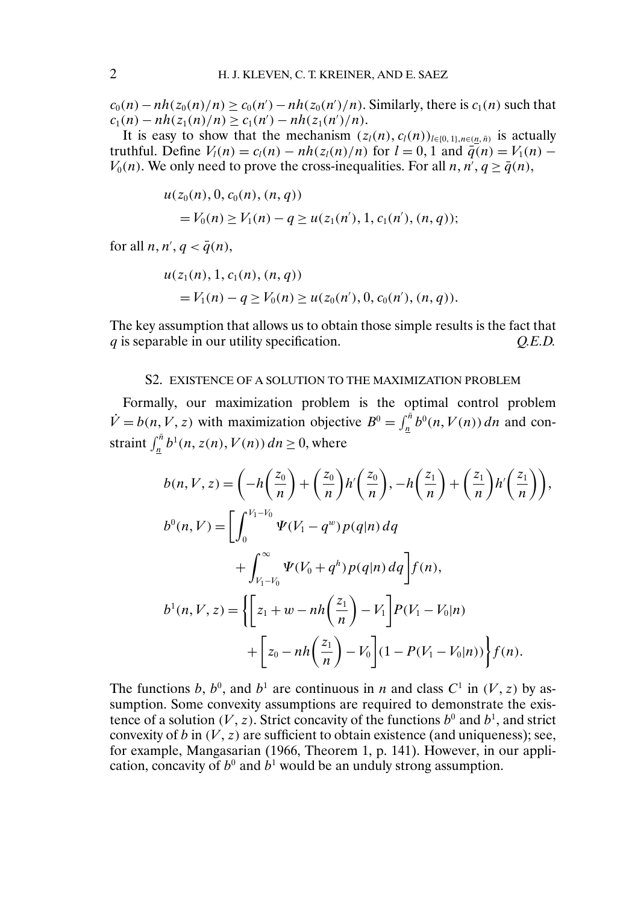$c_0(n) - nh(z_0(n)/n) \geq c_0(n') - nh(z_0(n')/n)$. Similarly, there is $c_1(n)$ such that $c_1(n) - nh(z_1(n)/n) \geq c_1(n') - nh(z_1(n')/n)$.

It is easy to show that the mechanism $(z_l(n), c_l(n))_{l \in \{0,1\}, n \in (\underline{n}, \bar{n})}$ is actually truthful. Define $V_l(n) = c_l(n) - nh(z_l(n)/n)$ for $l = 0, 1$ and $\bar{q}(n) = V_1(n) - V_0(n)$. We only need to prove the cross-inequalities. For all $n, n', q \geq \bar{q}(n)$,

$$
\begin{aligned}
&u(z_0(n), 0, c_0(n), (n, q)) \\
&\quad = V_0(n) \geq V_1(n) - q \geq u(z_1(n'), 1, c_1(n'), (n, q));
\end{aligned}
$$

for all $n, n', q < \bar{q}(n)$,

$$
\begin{aligned}
&u(z_1(n), 1, c_1(n), (n, q)) \\
&\quad = V_1(n) - q \geq V_0(n) \geq u(z_0(n'), 0, c_0(n'), (n, q)).
\end{aligned}
$$

The key assumption that allows us to obtain those simple results is the fact that $q$ is separable in our utility specification. *Q.E.D.*

## S2. EXISTENCE OF A SOLUTION TO THE MAXIMIZATION PROBLEM

Formally, our maximization problem is the optimal control problem $\dot{V} = b(n, V, z)$ with maximization objective $B^0 = \int_{\underline{n}}^{\bar{n}} b^0(n, V(n))\, dn$ and constraint $\int_{\underline{n}}^{\bar{n}} b^1(n, z(n), V(n))\, dn \geq 0$, where

$$
b(n, V, z) = \left(-h\left(\frac{z_0}{n}\right) + \left(\frac{z_0}{n}\right)h'\left(\frac{z_0}{n}\right), -h\left(\frac{z_1}{n}\right) + \left(\frac{z_1}{n}\right)h'\left(\frac{z_1}{n}\right)\right),
$$

$$
\begin{aligned}
b^0(n, V) = \Bigg[ &\int_0^{V_1 - V_0} \Psi(V_1 - q^w) p(q|n)\, dq \\
&+ \int_{V_1 - V_0}^{\infty} \Psi(V_0 + q^h) p(q|n)\, dq \Bigg] f(n),
\end{aligned}
$$

$$
\begin{aligned}
b^1(n, V, z) = \Bigg\{ &\left[ z_1 + w - nh\left(\frac{z_1}{n}\right) - V_1 \right] P(V_1 - V_0|n) \\
&+ \left[ z_0 - nh\left(\frac{z_1}{n}\right) - V_0 \right] (1 - P(V_1 - V_0|n)) \Bigg\} f(n).
\end{aligned}
$$

The functions $b$, $b^0$, and $b^1$ are continuous in $n$ and class $C^1$ in $(V, z)$ by assumption. Some convexity assumptions are required to demonstrate the existence of a solution $(V, z)$. Strict concavity of the functions $b^0$ and $b^1$, and strict convexity of $b$ in $(V, z)$ are sufficient to obtain existence (and uniqueness); see, for example, Mangasarian (1966, Theorem 1, p. 141). However, in our application, concavity of $b^0$ and $b^1$ would be an unduly strong assumption.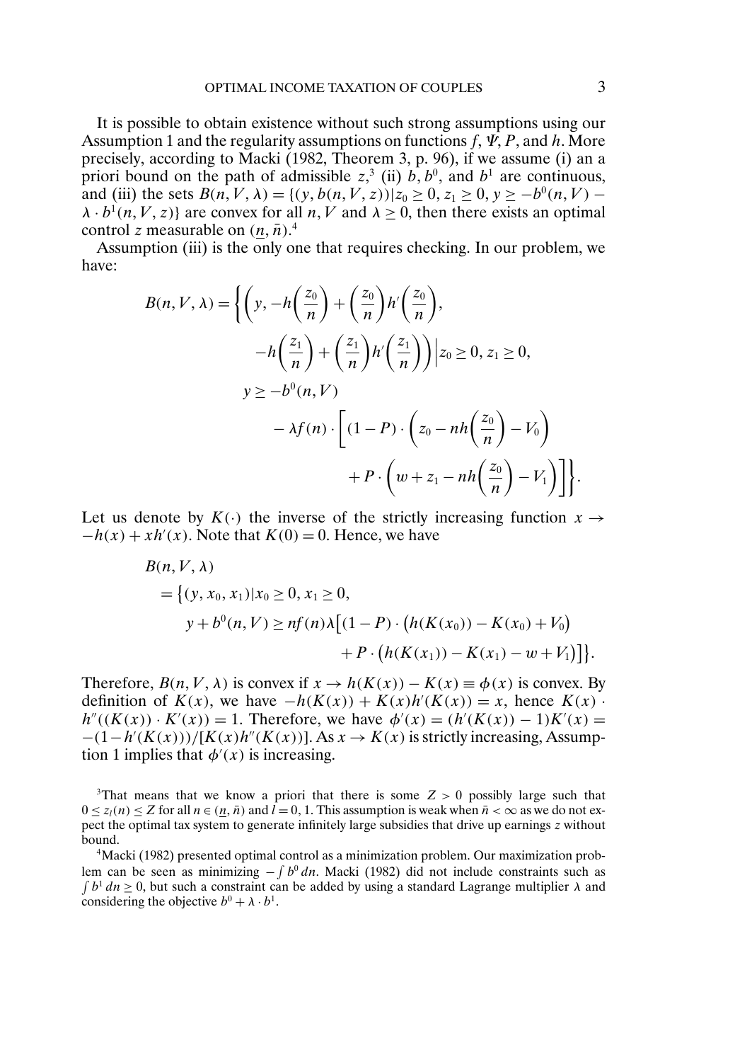It is possible to obtain existence without such strong assumptions using our Assumption 1 and the regularity assumptions on functions $f$, $\Psi$, $P$, and $h$. More precisely, according to Macki (1982, Theorem 3, p. 96), if we assume (i) an a priori bound on the path of admissible $z$,[3] (ii) $b$, $b^0$, and $b^1$ are continuous, and (iii) the sets $B(n, V, \lambda) = \{(y, b(n, V, z)) | z_0 \geq 0, z_1 \geq 0, y \geq -b^0(n, V) - \lambda \cdot b^1(n, V, z)\}$ are convex for all $n$, $V$ and $\lambda \geq 0$, then there exists an optimal control $z$ measurable on $(\underline{n}, \bar{n})$.[4]

Assumption (iii) is the only one that requires checking. In our problem, we have:

$$
\begin{aligned}
B(n, V, \lambda) = \bigg\{ \bigg( y, &-h\left(\frac{z_0}{n}\right) + \left(\frac{z_0}{n}\right) h'\left(\frac{z_0}{n}\right), \\
&-h\left(\frac{z_1}{n}\right) + \left(\frac{z_1}{n}\right) h'\left(\frac{z_1}{n}\right) \bigg) \bigg| z_0 \geq 0, z_1 \geq 0, \\
y \geq -b^0(n, V)& \\
&- \lambda f(n) \cdot \left[ (1 - P) \cdot \left( z_0 - nh\left(\frac{z_0}{n}\right) - V_0 \right) \right. \\
&\left. + P \cdot \left( w + z_1 - nh\left(\frac{z_0}{n}\right) - V_1 \right) \right] \bigg\}.
\end{aligned}
$$

Let us denote by $K(\cdot)$ the inverse of the strictly increasing function $x \to -h(x) + xh'(x)$. Note that $K(0) = 0$. Hence, we have

$$
\begin{aligned}
&B(n, V, \lambda) \\
&= \big\{ (y, x_0, x_1) | x_0 \geq 0, x_1 \geq 0, \\
&\quad y + b^0(n, V) \geq nf(n)\lambda \big[ (1 - P) \cdot \big( h(K(x_0)) - K(x_0) + V_0 \big) \\
&\quad + P \cdot \big( h(K(x_1)) - K(x_1) - w + V_1 \big) \big] \big\}.
\end{aligned}
$$

Therefore, $B(n, V, \lambda)$ is convex if $x \to h(K(x)) - K(x) \equiv \phi(x)$ is convex. By definition of $K(x)$, we have $-h(K(x)) + K(x)h'(K(x)) = x$, hence $K(x) \cdot h''((K(x)) \cdot K'(x)) = 1$. Therefore, we have $\phi'(x) = (h'(K(x)) - 1)K'(x) = -(1 - h'(K(x)))/[K(x)h''(K(x))]$. As $x \to K(x)$ is strictly increasing, Assumption 1 implies that $\phi'(x)$ is increasing.

[3] That means that we know a priori that there is some $Z > 0$ possibly large such that $0 \leq z_l(n) \leq Z$ for all $n \in (\underline{n}, \bar{n})$ and $l = 0, 1$. This assumption is weak when $\bar{n} < \infty$ as we do not expect the optimal tax system to generate infinitely large subsidies that drive up earnings $z$ without bound.

[4] Macki (1982) presented optimal control as a minimization problem. Our maximization problem can be seen as minimizing $-\int b^0 \, dn$. Macki (1982) did not include constraints such as $\int b^1 \, dn \geq 0$, but such a constraint can be added by using a standard Lagrange multiplier $\lambda$ and considering the objective $b^0 + \lambda \cdot b^1$.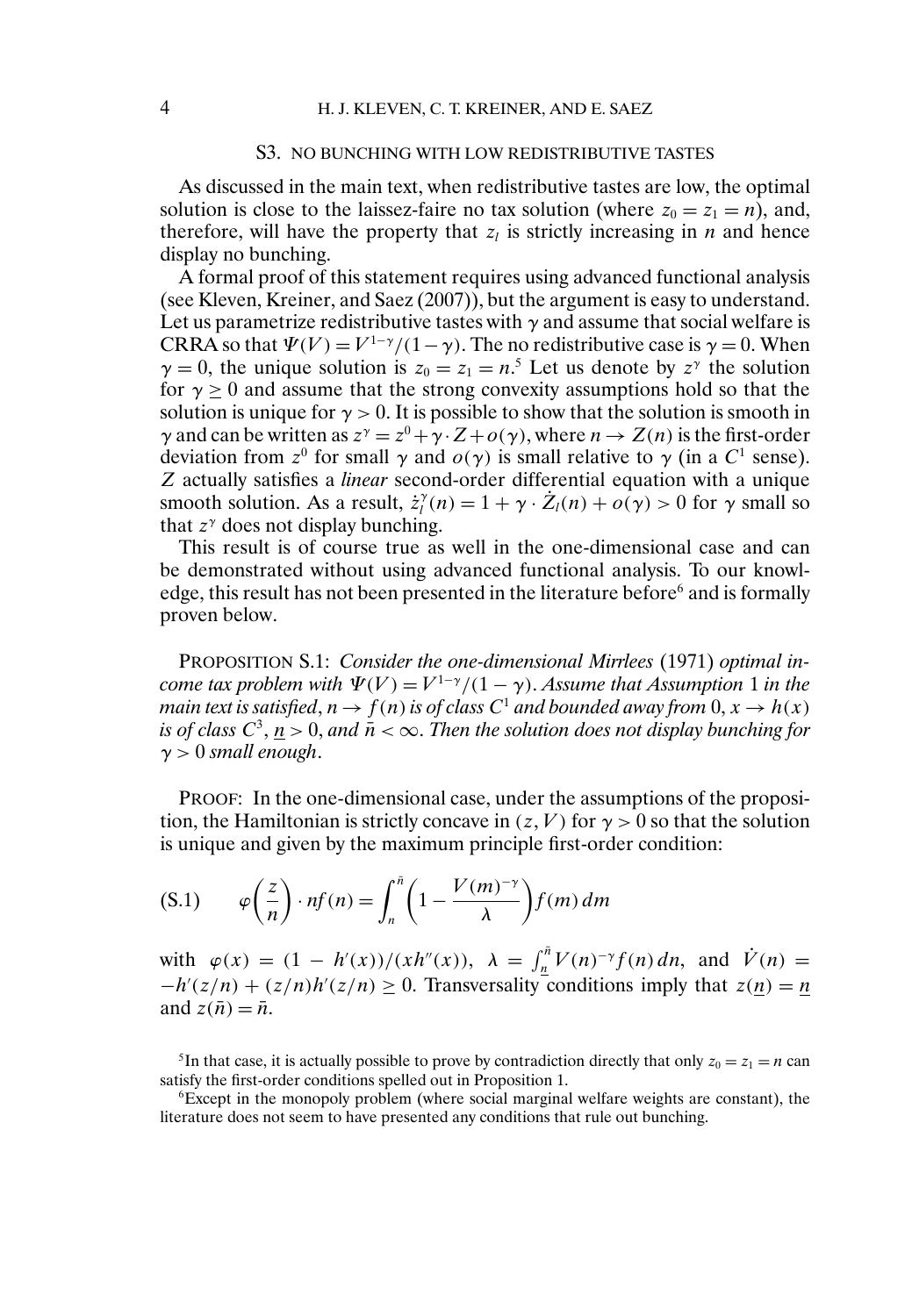## S3. NO BUNCHING WITH LOW REDISTRIBUTIVE TASTES

As discussed in the main text, when redistributive tastes are low, the optimal solution is close to the laissez-faire no tax solution (where $z_0 = z_1 = n$), and, therefore, will have the property that $z_l$ is strictly increasing in $n$ and hence display no bunching.

A formal proof of this statement requires using advanced functional analysis (see Kleven, Kreiner, and Saez (2007)), but the argument is easy to understand. Let us parametrize redistributive tastes with $\gamma$ and assume that social welfare is CRRA so that $\Psi(V) = V^{1-\gamma}/(1-\gamma)$. The no redistributive case is $\gamma = 0$. When $\gamma = 0$, the unique solution is $z_0 = z_1 = n$.[5] Let us denote by $z^\gamma$ the solution for $\gamma \geq 0$ and assume that the strong convexity assumptions hold so that the solution is unique for $\gamma > 0$. It is possible to show that the solution is smooth in $\gamma$ and can be written as $z^\gamma = z^0 + \gamma \cdot Z + o(\gamma)$, where $n \to Z(n)$ is the first-order deviation from $z^0$ for small $\gamma$ and $o(\gamma)$ is small relative to $\gamma$ (in a $C^1$ sense). $Z$ actually satisfies a *linear* second-order differential equation with a unique smooth solution. As a result, $\dot{z}_l^\gamma(n) = 1 + \gamma \cdot \dot{Z}_l(n) + o(\gamma) > 0$ for $\gamma$ small so that $z^\gamma$ does not display bunching.

This result is of course true as well in the one-dimensional case and can be demonstrated without using advanced functional analysis. To our knowledge, this result has not been presented in the literature before[6] and is formally proven below.

PROPOSITION S.1: *Consider the one-dimensional Mirrlees* (1971) *optimal income tax problem with $\Psi(V) = V^{1-\gamma}/(1-\gamma)$. Assume that Assumption* 1 *in the main text is satisfied, $n \to f(n)$ is of class $C^1$ and bounded away from 0, $x \to h(x)$ is of class $C^3$, $\underline{n} > 0$, and $\bar{n} < \infty$. Then the solution does not display bunching for $\gamma > 0$ small enough.*

PROOF: In the one-dimensional case, under the assumptions of the proposition, the Hamiltonian is strictly concave in $(z, V)$ for $\gamma > 0$ so that the solution is unique and given by the maximum principle first-order condition:

$$\text{(S.1)} \qquad \varphi\left(\frac{z}{n}\right) \cdot nf(n) = \int_n^{\bar{n}} \left(1 - \frac{V(m)^{-\gamma}}{\lambda}\right) f(m)\, dm$$

with $\varphi(x) = (1 - h'(x))/(xh''(x))$, $\lambda = \int_{\underline{n}}^{\bar{n}} V(n)^{-\gamma} f(n)\, dn$, and $\dot{V}(n) = -h'(z/n) + (z/n)h'(z/n) \geq 0$. Transversality conditions imply that $z(\underline{n}) = \underline{n}$ and $z(\bar{n}) = \bar{n}$.

[5] In that case, it is actually possible to prove by contradiction directly that only $z_0 = z_1 = n$ can satisfy the first-order conditions spelled out in Proposition 1.

[6] Except in the monopoly problem (where social marginal welfare weights are constant), the literature does not seem to have presented any conditions that rule out bunching.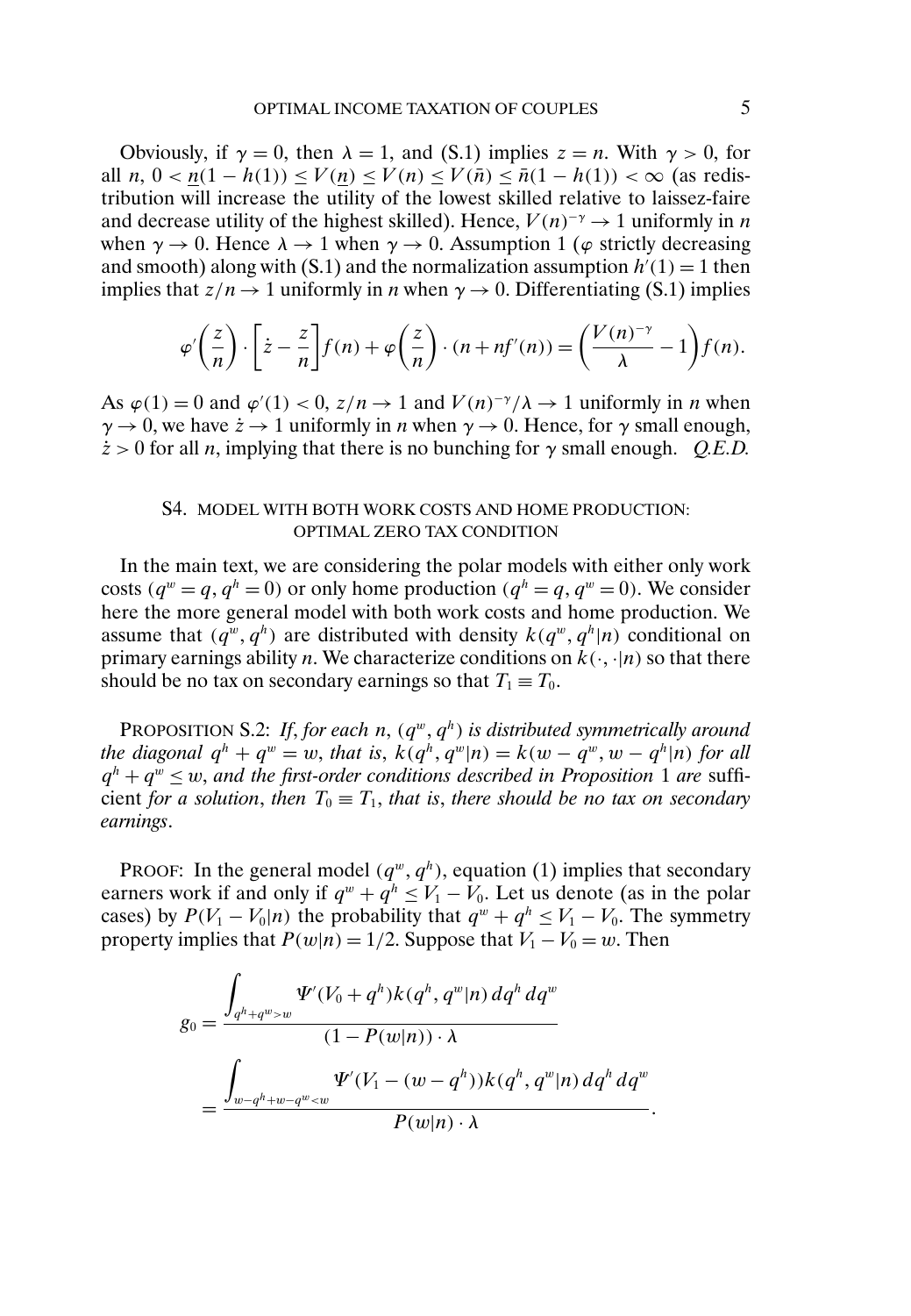Obviously, if $\gamma = 0$, then $\lambda = 1$, and (S.1) implies $z = n$. With $\gamma > 0$, for all $n$, $0 < \underline{n}(1 - h(1)) \leq V(\underline{n}) \leq V(n) \leq V(\bar{n}) \leq \bar{n}(1 - h(1)) < \infty$ (as redistribution will increase the utility of the lowest skilled relative to laissez-faire and decrease utility of the highest skilled). Hence, $V(n)^{-\gamma} \to 1$ uniformly in $n$ when $\gamma \to 0$. Hence $\lambda \to 1$ when $\gamma \to 0$. Assumption 1 ($\varphi$ strictly decreasing and smooth) along with (S.1) and the normalization assumption $h'(1) = 1$ then implies that $z/n \to 1$ uniformly in $n$ when $\gamma \to 0$. Differentiating (S.1) implies

$$\varphi'\left(\frac{z}{n}\right) \cdot \left[\dot{z} - \frac{z}{n}\right] f(n) + \varphi\left(\frac{z}{n}\right) \cdot (n + nf'(n)) = \left(\frac{V(n)^{-\gamma}}{\lambda} - 1\right) f(n).$$

As $\varphi(1) = 0$ and $\varphi'(1) < 0$, $z/n \to 1$ and $V(n)^{-\gamma}/\lambda \to 1$ uniformly in $n$ when $\gamma \to 0$, we have $\dot{z} \to 1$ uniformly in $n$ when $\gamma \to 0$. Hence, for $\gamma$ small enough, $\dot{z} > 0$ for all $n$, implying that there is no bunching for $\gamma$ small enough. *Q.E.D.*

## S4. MODEL WITH BOTH WORK COSTS AND HOME PRODUCTION: OPTIMAL ZERO TAX CONDITION

In the main text, we are considering the polar models with either only work costs ($q^w = q$, $q^h = 0$) or only home production ($q^h = q$, $q^w = 0$). We consider here the more general model with both work costs and home production. We assume that $(q^w, q^h)$ are distributed with density $k(q^w, q^h|n)$ conditional on primary earnings ability $n$. We characterize conditions on $k(\cdot, \cdot|n)$ so that there should be no tax on secondary earnings so that $T_1 \equiv T_0$.

PROPOSITION S.2: *If, for each $n$, $(q^w, q^h)$ is distributed symmetrically around the diagonal $q^h + q^w = w$, that is, $k(q^h, q^w|n) = k(w - q^w, w - q^h|n)$ for all $q^h + q^w \leq w$, and the first-order conditions described in Proposition 1 are sufficient for a solution, then $T_0 \equiv T_1$, that is, there should be no tax on secondary earnings.*

PROOF: In the general model $(q^w, q^h)$, equation (1) implies that secondary earners work if and only if $q^w + q^h \leq V_1 - V_0$. Let us denote (as in the polar cases) by $P(V_1 - V_0|n)$ the probability that $q^w + q^h \leq V_1 - V_0$. The symmetry property implies that $P(w|n) = 1/2$. Suppose that $V_1 - V_0 = w$. Then

$$g_0 = \frac{\displaystyle\int_{q^h + q^w > w} \Psi'(V_0 + q^h) k(q^h, q^w|n) \, dq^h \, dq^w}{(1 - P(w|n)) \cdot \lambda}$$

$$= \frac{\displaystyle\int_{w - q^h + w - q^w < w} \Psi'(V_1 - (w - q^h)) k(q^h, q^w|n) \, dq^h \, dq^w}{P(w|n) \cdot \lambda}.$$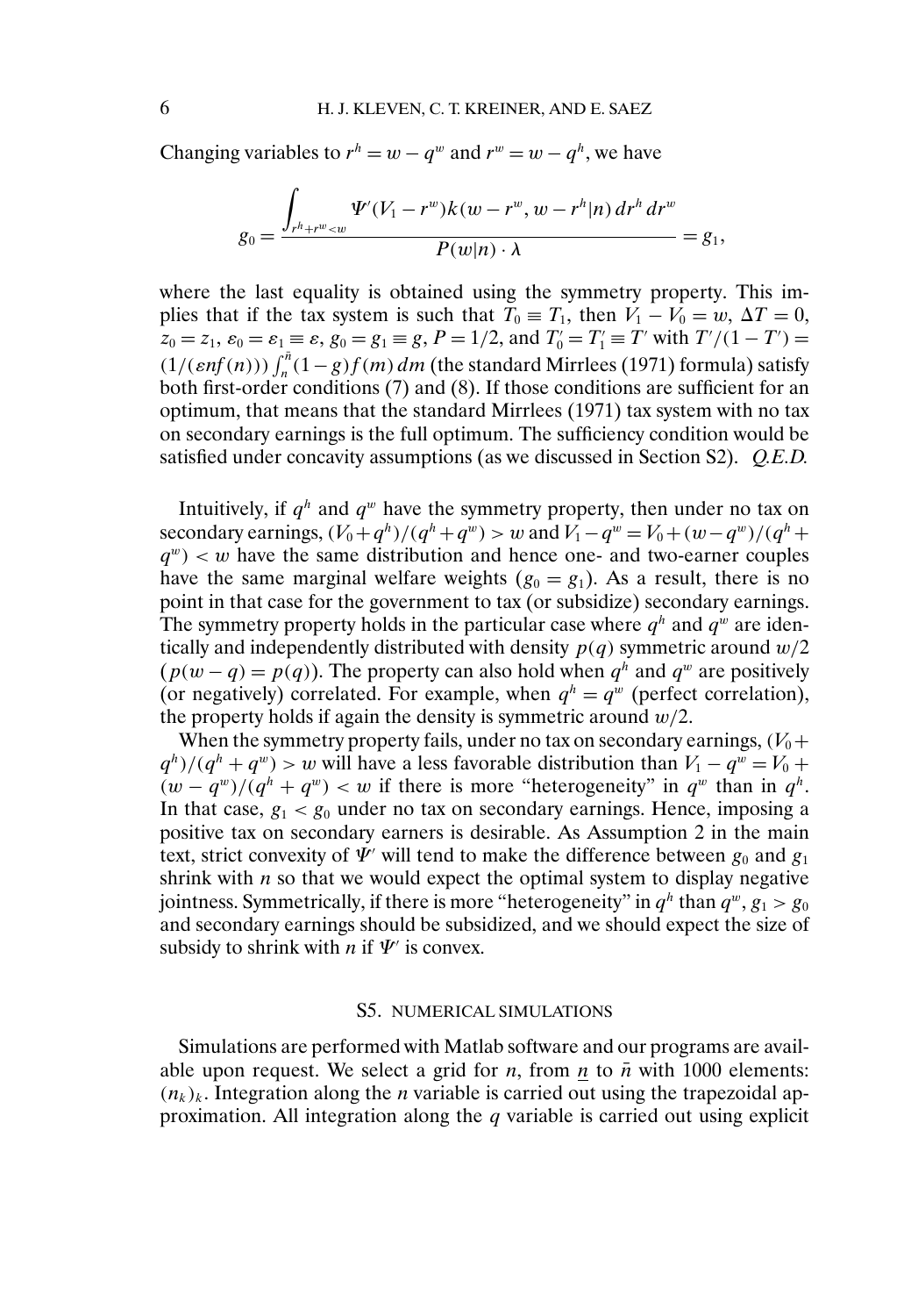Changing variables to $r^h = w - q^w$ and $r^w = w - q^h$, we have

$$g_0 = \frac{\int_{r^h + r^w < w} \Psi'(V_1 - r^w) k(w - r^w, w - r^h | n) \, dr^h \, dr^w}{P(w|n) \cdot \lambda} = g_1,$$

where the last equality is obtained using the symmetry property. This implies that if the tax system is such that $T_0 \equiv T_1$, then $V_1 - V_0 = w$, $\Delta T = 0$, $z_0 = z_1$, $\varepsilon_0 = \varepsilon_1 \equiv \varepsilon$, $g_0 = g_1 \equiv g$, $P = 1/2$, and $T_0' = T_1' \equiv T'$ with $T'/(1 - T') = (1/(\varepsilon n f(n))) \int_n^{\bar{n}} (1 - g) f(m) \, dm$ (the standard Mirrlees (1971) formula) satisfy both first-order conditions (7) and (8). If those conditions are sufficient for an optimum, that means that the standard Mirrlees (1971) tax system with no tax on secondary earnings is the full optimum. The sufficiency condition would be satisfied under concavity assumptions (as we discussed in Section S2). *Q.E.D.*

Intuitively, if $q^h$ and $q^w$ have the symmetry property, then under no tax on secondary earnings, $(V_0 + q^h)/(q^h + q^w) > w$ and $V_1 - q^w = V_0 + (w - q^w)/(q^h + q^w) < w$ have the same distribution and hence one- and two-earner couples have the same marginal welfare weights ($g_0 = g_1$). As a result, there is no point in that case for the government to tax (or subsidize) secondary earnings. The symmetry property holds in the particular case where $q^h$ and $q^w$ are identically and independently distributed with density $p(q)$ symmetric around $w/2$ ($p(w - q) = p(q)$). The property can also hold when $q^h$ and $q^w$ are positively (or negatively) correlated. For example, when $q^h = q^w$ (perfect correlation), the property holds if again the density is symmetric around $w/2$.

When the symmetry property fails, under no tax on secondary earnings, $(V_0 + q^h)/(q^h + q^w) > w$ will have a less favorable distribution than $V_1 - q^w = V_0 + (w - q^w)/(q^h + q^w) < w$ if there is more "heterogeneity" in $q^w$ than in $q^h$. In that case, $g_1 < g_0$ under no tax on secondary earnings. Hence, imposing a positive tax on secondary earners is desirable. As Assumption 2 in the main text, strict convexity of $\Psi'$ will tend to make the difference between $g_0$ and $g_1$ shrink with $n$ so that we would expect the optimal system to display negative jointness. Symmetrically, if there is more "heterogeneity" in $q^h$ than $q^w$, $g_1 > g_0$ and secondary earnings should be subsidized, and we should expect the size of subsidy to shrink with $n$ if $\Psi'$ is convex.

## S5. NUMERICAL SIMULATIONS

Simulations are performed with Matlab software and our programs are available upon request. We select a grid for $n$, from $\underline{n}$ to $\bar{n}$ with 1000 elements: $(n_k)_k$. Integration along the $n$ variable is carried out using the trapezoidal approximation. All integration along the $q$ variable is carried out using explicit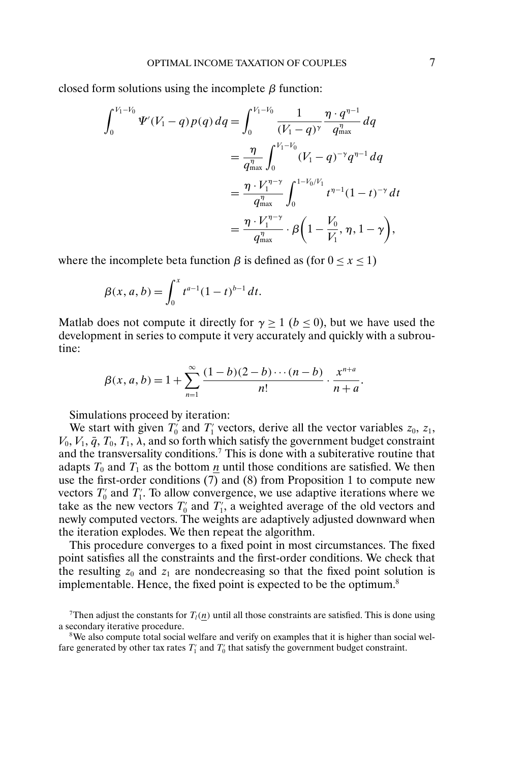closed form solutions using the incomplete $\beta$ function:

$$
\begin{aligned}
\int_0^{V_1 - V_0} \Psi'(V_1 - q)\, p(q)\, dq &= \int_0^{V_1 - V_0} \frac{1}{(V_1 - q)^\gamma} \frac{\eta \cdot q^{\eta - 1}}{q_{\max}^\eta}\, dq \\
&= \frac{\eta}{q_{\max}^\eta} \int_0^{V_1 - V_0} (V_1 - q)^{-\gamma} q^{\eta - 1}\, dq \\
&= \frac{\eta \cdot V_1^{\eta - \gamma}}{q_{\max}^\eta} \int_0^{1 - V_0/V_1} t^{\eta - 1} (1 - t)^{-\gamma}\, dt \\
&= \frac{\eta \cdot V_1^{\eta - \gamma}}{q_{\max}^\eta} \cdot \beta\left(1 - \frac{V_0}{V_1}, \eta, 1 - \gamma\right),
\end{aligned}
$$

where the incomplete beta function $\beta$ is defined as (for $0 \leq x \leq 1$)

$$
\beta(x, a, b) = \int_0^x t^{a-1} (1 - t)^{b-1}\, dt.
$$

Matlab does not compute it directly for $\gamma \geq 1$ ($b \leq 0$), but we have used the development in series to compute it very accurately and quickly with a subroutine:

$$
\beta(x, a, b) = 1 + \sum_{n=1}^{\infty} \frac{(1 - b)(2 - b) \cdots (n - b)}{n!} \cdot \frac{x^{n+a}}{n + a}.
$$

Simulations proceed by iteration:

We start with given $T_0'$ and $T_1'$ vectors, derive all the vector variables $z_0$, $z_1$, $V_0, V_1, \bar{q}, T_0, T_1, \lambda$, and so forth which satisfy the government budget constraint and the transversality conditions.[7] This is done with a subiterative routine that adapts $T_0$ and $T_1$ as the bottom $\underline{n}$ until those conditions are satisfied. We then use the first-order conditions (7) and (8) from Proposition 1 to compute new vectors $T_0'$ and $T_1'$. To allow convergence, we use adaptive iterations where we take as the new vectors $T_0'$ and $T_1'$, a weighted average of the old vectors and newly computed vectors. The weights are adaptively adjusted downward when the iteration explodes. We then repeat the algorithm.

This procedure converges to a fixed point in most circumstances. The fixed point satisfies all the constraints and the first-order conditions. We check that the resulting $z_0$ and $z_1$ are nondecreasing so that the fixed point solution is implementable. Hence, the fixed point is expected to be the optimum.[8]

[7] Then adjust the constants for $T_l(\underline{n})$ until all those constraints are satisfied. This is done using a secondary iterative procedure.

[8] We also compute total social welfare and verify on examples that it is higher than social welfare generated by other tax rates $T_1'$ and $T_0'$ that satisfy the government budget constraint.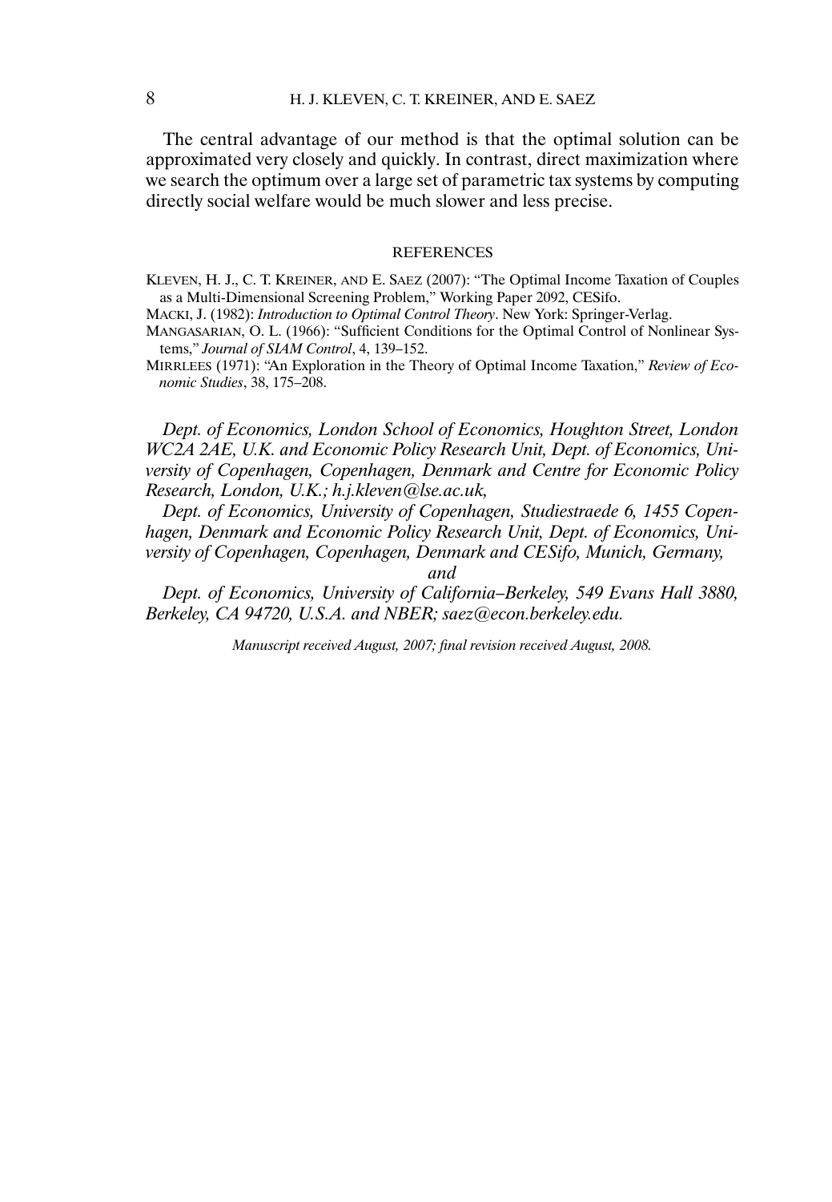The central advantage of our method is that the optimal solution can be approximated very closely and quickly. In contrast, direct maximization where we search the optimum over a large set of parametric tax systems by computing directly social welfare would be much slower and less precise.

## REFERENCES

KLEVEN, H. J., C. T. KREINER, AND E. SAEZ (2007): "The Optimal Income Taxation of Couples as a Multi-Dimensional Screening Problem," Working Paper 2092, CESifo.

MACKI, J. (1982): *Introduction to Optimal Control Theory*. New York: Springer-Verlag.

MANGASARIAN, O. L. (1966): "Sufficient Conditions for the Optimal Control of Nonlinear Systems," *Journal of SIAM Control*, 4, 139–152.

MIRRLEES (1971): "An Exploration in the Theory of Optimal Income Taxation," *Review of Economic Studies*, 38, 175–208.

*Dept. of Economics, London School of Economics, Houghton Street, London WC2A 2AE, U.K. and Economic Policy Research Unit, Dept. of Economics, University of Copenhagen, Copenhagen, Denmark and Centre for Economic Policy Research, London, U.K.; h.j.kleven@lse.ac.uk,*

*Dept. of Economics, University of Copenhagen, Studiestraede 6, 1455 Copenhagen, Denmark and Economic Policy Research Unit, Dept. of Economics, University of Copenhagen, Copenhagen, Denmark and CESifo, Munich, Germany,*

*and*

*Dept. of Economics, University of California–Berkeley, 549 Evans Hall 3880, Berkeley, CA 94720, U.S.A. and NBER; saez@econ.berkeley.edu.*

*Manuscript received August, 2007; final revision received August, 2008.*